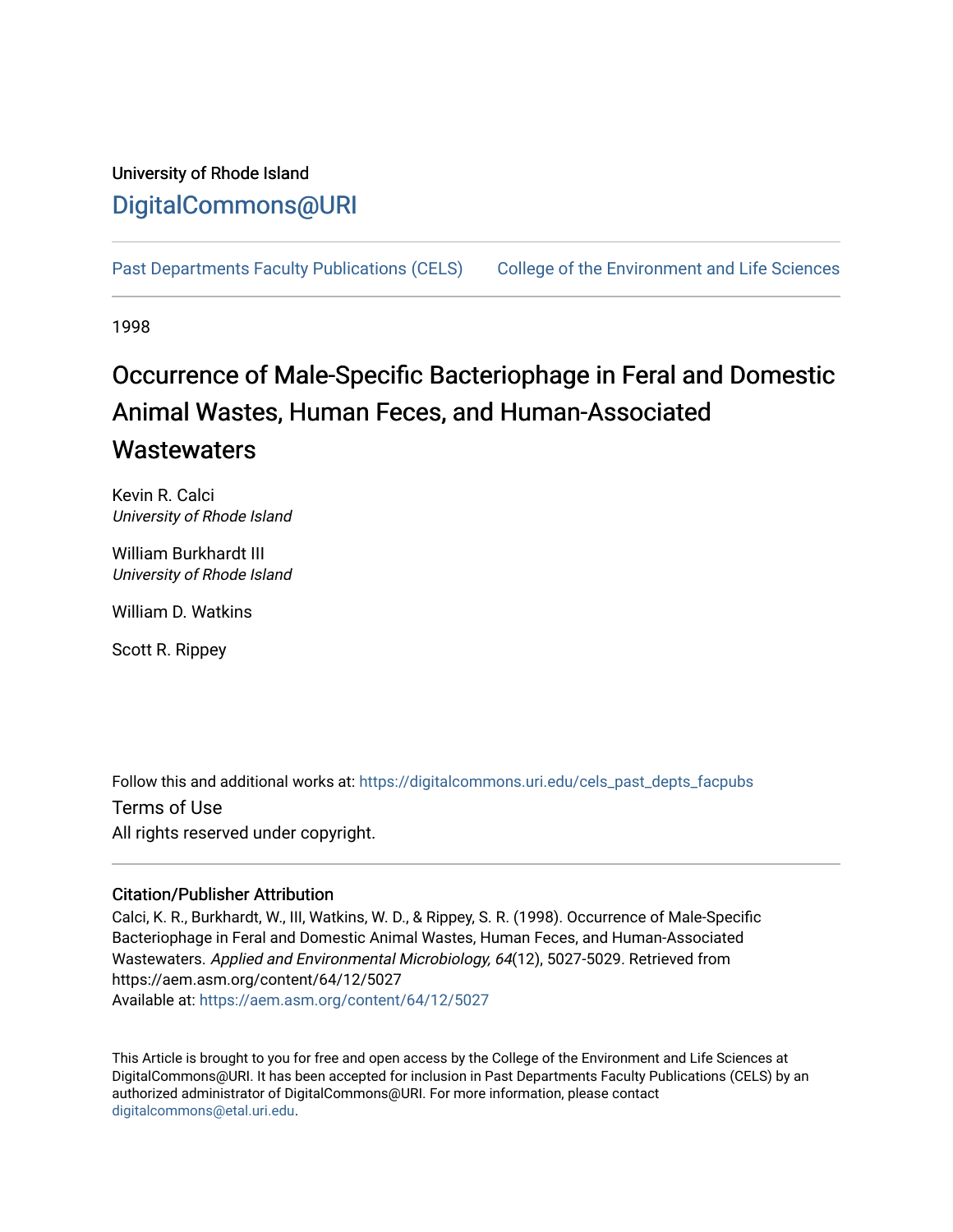University of Rhode Island

## DigitalCommons@URI

Past Departments Faculty Publications (CELS) College of the Environment and Life Sciences

1998

# Occurrence of Male-Specific Bacteriophage in Feral and Domestic Animal Wastes, Human Feces, and Human-Associated Wastewaters

Kevin R. Calci
*University of Rhode Island*

William Burkhardt III
*University of Rhode Island*

William D. Watkins

Scott R. Rippey

Follow this and additional works at: https://digitalcommons.uri.edu/cels_past_depts_facpubs

Terms of Use
All rights reserved under copyright.

### Citation/Publisher Attribution

Calci, K. R., Burkhardt, W., III, Watkins, W. D., & Rippey, S. R. (1998). Occurrence of Male-Specific Bacteriophage in Feral and Domestic Animal Wastes, Human Feces, and Human-Associated Wastewaters. *Applied and Environmental Microbiology, 64*(12), 5027-5029. Retrieved from https://aem.asm.org/content/64/12/5027
Available at: https://aem.asm.org/content/64/12/5027

This Article is brought to you for free and open access by the College of the Environment and Life Sciences at DigitalCommons@URI. It has been accepted for inclusion in Past Departments Faculty Publications (CELS) by an authorized administrator of DigitalCommons@URI. For more information, please contact digitalcommons@etal.uri.edu.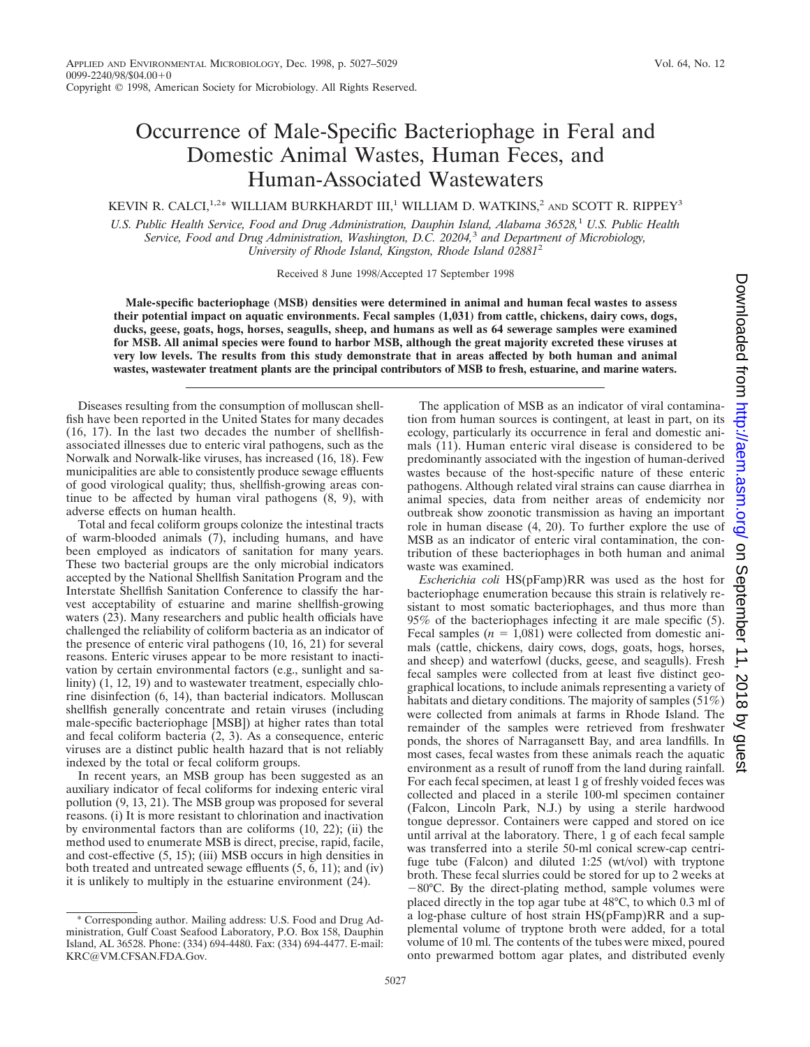# Occurrence of Male-Specific Bacteriophage in Feral and Domestic Animal Wastes, Human Feces, and Human-Associated Wastewaters

KEVIN R. CALCI,[1,2]* WILLIAM BURKHARDT III,[1] WILLIAM D. WATKINS,[2] AND SCOTT R. RIPPEY[3]

*U.S. Public Health Service, Food and Drug Administration, Dauphin Island, Alabama 36528,[1] U.S. Public Health Service, Food and Drug Administration, Washington, D.C. 20204,[3] and Department of Microbiology, University of Rhode Island, Kingston, Rhode Island 02881[2]*

Received 8 June 1998/Accepted 17 September 1998

**Male-specific bacteriophage (MSB) densities were determined in animal and human fecal wastes to assess their potential impact on aquatic environments. Fecal samples (1,031) from cattle, chickens, dairy cows, dogs, ducks, geese, goats, hogs, horses, seagulls, sheep, and humans as well as 64 sewerage samples were examined for MSB. All animal species were found to harbor MSB, although the great majority excreted these viruses at very low levels. The results from this study demonstrate that in areas affected by both human and animal wastes, wastewater treatment plants are the principal contributors of MSB to fresh, estuarine, and marine waters.**

Diseases resulting from the consumption of molluscan shellfish have been reported in the United States for many decades (16, 17). In the last two decades the number of shellfish-associated illnesses due to enteric viral pathogens, such as the Norwalk and Norwalk-like viruses, has increased (16, 18). Few municipalities are able to consistently produce sewage effluents of good virological quality; thus, shellfish-growing areas continue to be affected by human viral pathogens (8, 9), with adverse effects on human health.

Total and fecal coliform groups colonize the intestinal tracts of warm-blooded animals (7), including humans, and have been employed as indicators of sanitation for many years. These two bacterial groups are the only microbial indicators accepted by the National Shellfish Sanitation Program and the Interstate Shellfish Sanitation Conference to classify the harvest acceptability of estuarine and marine shellfish-growing waters (23). Many researchers and public health officials have challenged the reliability of coliform bacteria as an indicator of the presence of enteric viral pathogens (10, 16, 21) for several reasons. Enteric viruses appear to be more resistant to inactivation by certain environmental factors (e.g., sunlight and salinity) (1, 12, 19) and to wastewater treatment, especially chlorine disinfection (6, 14), than bacterial indicators. Molluscan shellfish generally concentrate and retain viruses (including male-specific bacteriophage [MSB]) at higher rates than total and fecal coliform bacteria (2, 3). As a consequence, enteric viruses are a distinct public health hazard that is not reliably indexed by the total or fecal coliform groups.

In recent years, an MSB group has been suggested as an auxiliary indicator of fecal coliforms for indexing enteric viral pollution (9, 13, 21). The MSB group was proposed for several reasons. (i) It is more resistant to chlorination and inactivation by environmental factors than are coliforms (10, 22); (ii) the method used to enumerate MSB is direct, precise, rapid, facile, and cost-effective (5, 15); (iii) MSB occurs in high densities in both treated and untreated sewage effluents (5, 6, 11); and (iv) it is unlikely to multiply in the estuarine environment (24).

The application of MSB as an indicator of viral contamination from human sources is contingent, at least in part, on its ecology, particularly its occurrence in feral and domestic animals (11). Human enteric viral disease is considered to be predominantly associated with the ingestion of human-derived wastes because of the host-specific nature of these enteric pathogens. Although related viral strains can cause diarrhea in animal species, data from neither areas of endemicity nor outbreak show zoonotic transmission as having an important role in human disease (4, 20). To further explore the use of MSB as an indicator of enteric viral contamination, the contribution of these bacteriophages in both human and animal waste was examined.

*Escherichia coli* HS(pFamp)RR was used as the host for bacteriophage enumeration because this strain is relatively resistant to most somatic bacteriophages, and thus more than 95% of the bacteriophages infecting it are male specific (5). Fecal samples ($n$ = 1,081) were collected from domestic animals (cattle, chickens, dairy cows, dogs, goats, hogs, horses, and sheep) and waterfowl (ducks, geese, and seagulls). Fresh fecal samples were collected from at least five distinct geographical locations, to include animals representing a variety of habitats and dietary conditions. The majority of samples (51%) were collected from animals at farms in Rhode Island. The remainder of the samples were retrieved from freshwater ponds, the shores of Narragansett Bay, and area landfills. In most cases, fecal wastes from these animals reach the aquatic environment as a result of runoff from the land during rainfall. For each fecal specimen, at least 1 g of freshly voided feces was collected and placed in a sterile 100-ml specimen container (Falcon, Lincoln Park, N.J.) by using a sterile hardwood tongue depressor. Containers were capped and stored on ice until arrival at the laboratory. There, 1 g of each fecal sample was transferred into a sterile 50-ml conical screw-cap centrifuge tube (Falcon) and diluted 1:25 (wt/vol) with tryptone broth. These fecal slurries could be stored for up to 2 weeks at −80°C. By the direct-plating method, sample volumes were placed directly in the top agar tube at 48°C, to which 0.3 ml of a log-phase culture of host strain HS(pFamp)RR and a supplemental volume of tryptone broth were added, for a total volume of 10 ml. The contents of the tubes were mixed, poured onto prewarmed bottom agar plates, and distributed evenly

\* Corresponding author. Mailing address: U.S. Food and Drug Administration, Gulf Coast Seafood Laboratory, P.O. Box 158, Dauphin Island, AL 36528. Phone: (334) 694-4480. Fax: (334) 694-4477. E-mail: KRC@VM.CFSAN.FDA.Gov.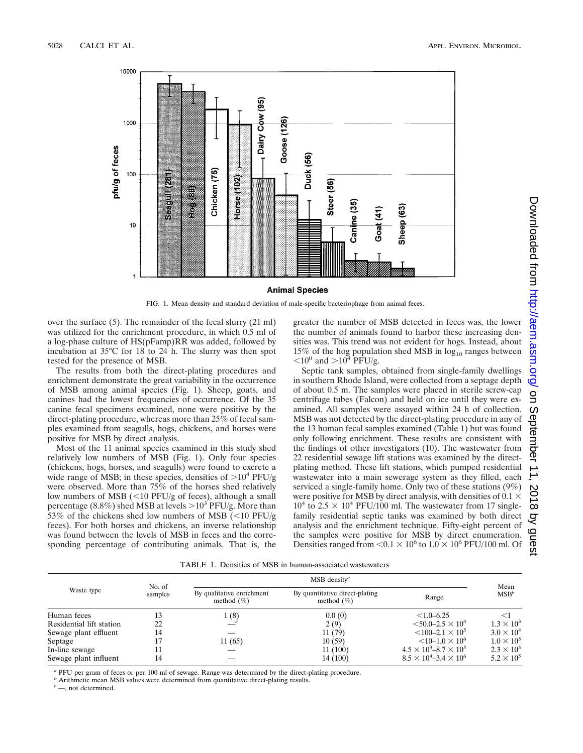10000

1000

100

10

1

pfu/g of feces

Seagull (281)

Hog (88)

Chicken (75)

Horse (102)

Dairy Cow (95)

Goose (126)

Duck (56)

Steer (56)

Canine (35)

Goat (41)

Sheep (63)

Animal Species

FIG. 1. Mean density and standard deviation of male-specific bacteriophage from animal feces.

over the surface (5). The remainder of the fecal slurry (21 ml) was utilized for the enrichment procedure, in which 0.5 ml of a log-phase culture of HS(pFamp)RR was added, followed by incubation at 35°C for 18 to 24 h. The slurry was then spot tested for the presence of MSB.

The results from both the direct-plating procedures and enrichment demonstrate the great variability in the occurrence of MSB among animal species (Fig. 1). Sheep, goats, and canines had the lowest frequencies of occurrence. Of the 35 canine fecal specimens examined, none were positive by the direct-plating procedure, whereas more than 25% of fecal samples examined from seagulls, hogs, chickens, and horses were positive for MSB by direct analysis.

Most of the 11 animal species examined in this study shed relatively low numbers of MSB (Fig. 1). Only four species (chickens, hogs, horses, and seagulls) were found to excrete a wide range of MSB; in these species, densities of $>10^4$ PFU/g were observed. More than 75% of the horses shed relatively low numbers of MSB ($<10$ PFU/g of feces), although a small percentage (8.8%) shed MSB at levels $>10^3$ PFU/g. More than 53% of the chickens shed low numbers of MSB ($<10$ PFU/g feces). For both horses and chickens, an inverse relationship was found between the levels of MSB in feces and the corresponding percentage of contributing animals. That is, the greater the number of MSB detected in feces was, the lower the number of animals found to harbor these increasing densities was. This trend was not evident for hogs. Instead, about 15% of the hog population shed MSB in $\log_{10}$ ranges between $<10^0$ and $>10^4$ PFU/g.

Septic tank samples, obtained from single-family dwellings in southern Rhode Island, were collected from a septage depth of about 0.5 m. The samples were placed in sterile screw-cap centrifuge tubes (Falcon) and held on ice until they were examined. All samples were assayed within 24 h of collection. MSB was not detected by the direct-plating procedure in any of the 13 human fecal samples examined (Table 1) but was found only following enrichment. These results are consistent with the findings of other investigators (10). The wastewater from 22 residential sewage lift stations was examined by the direct-plating method. These lift stations, which pumped residential wastewater into a main sewerage system as they filled, each serviced a single-family home. Only two of these stations (9%) were positive for MSB by direct analysis, with densities of $0.1 \times 10^4$ to $2.5 \times 10^4$ PFU/100 ml. The wastewater from 17 single-family residential septic tanks was examined by both direct analysis and the enrichment technique. Fifty-eight percent of the samples were positive for MSB by direct enumeration. Densities ranged from $<0.1 \times 10^6$ to $1.0 \times 10^6$ PFU/100 ml. Of

TABLE 1. Densities of MSB in human-associated wastewaters

| Waste type | No. of samples | MSB density[a] | | | Mean MSB[b] |
|---|---|---|---|---|---|
| | | By qualitative enrichment method (%) | By quantitative direct-plating method (%) | Range | |
| Human feces | 13 | 1 (8) | 0.0 (0) | <1.0–6.25 | <1 |
| Residential lift station | 22 | —[c] | 2 (9) | <50.0–2.5 × $10^4$ | 1.3 × $10^3$ |
| Sewage plant effluent | 14 | — | 11 (79) | <100–2.1 × $10^5$ | 3.0 × $10^4$ |
| Septage | 17 | 11 (65) | 10 (59) | <10–1.0 × $10^6$ | 1.0 × $10^5$ |
| In-line sewage | 11 | — | 11 (100) | 4.5 × $10^3$–8.7 × $10^5$ | 2.3 × $10^5$ |
| Sewage plant influent | 14 | — | 14 (100) | 8.5 × $10^4$–3.4 × $10^6$ | 5.2 × $10^5$ |

[a] PFU per gram of feces or per 100 ml of sewage. Range was determined by the direct-plating procedure.

[b] Arithmetic mean MSB values were determined from quantitative direct-plating results.

[c] —, not determined.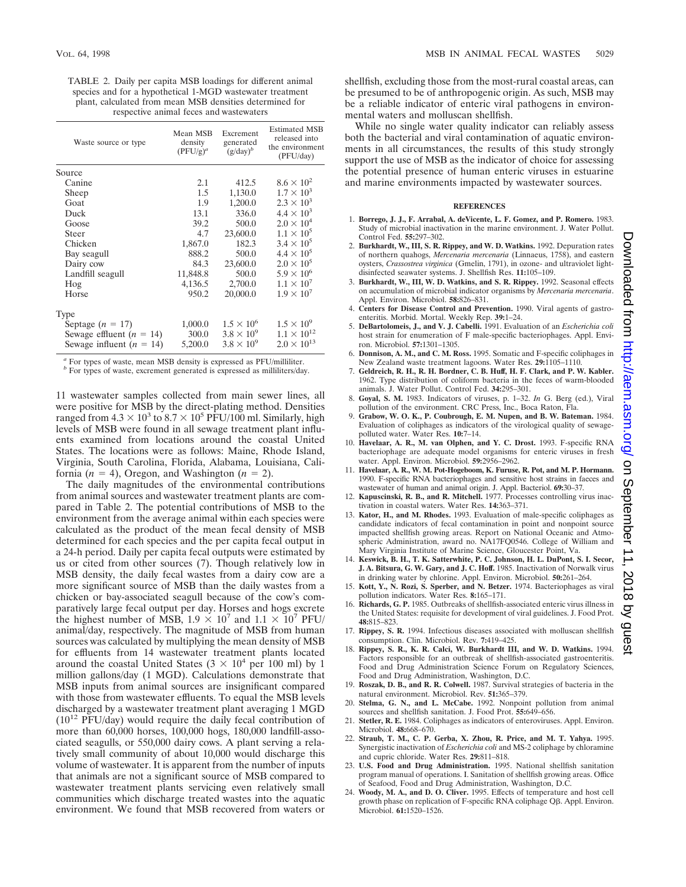TABLE 2. Daily per capita MSB loadings for different animal species and for a hypothetical 1-MGD wastewater treatment plant, calculated from mean MSB densities determined for respective animal feces and wastewaters

| Waste source or type | Mean MSB density (PFU/g)[a] | Excrement generated (g/day)[b] | Estimated MSB released into the environment (PFU/day) |
|---|---|---|---|
| Source | | | |
| Canine | 2.1 | 412.5 | $8.6 \times 10^2$ |
| Sheep | 1.5 | 1,130.0 | $1.7 \times 10^3$ |
| Goat | 1.9 | 1,200.0 | $2.3 \times 10^3$ |
| Duck | 13.1 | 336.0 | $4.4 \times 10^3$ |
| Goose | 39.2 | 500.0 | $2.0 \times 10^4$ |
| Steer | 4.7 | 23,600.0 | $1.1 \times 10^5$ |
| Chicken | 1,867.0 | 182.3 | $3.4 \times 10^5$ |
| Bay seagull | 888.2 | 500.0 | $4.4 \times 10^5$ |
| Dairy cow | 84.3 | 23,600.0 | $2.0 \times 10^5$ |
| Landfill seagull | 11,848.8 | 500.0 | $5.9 \times 10^6$ |
| Hog | 4,136.5 | 2,700.0 | $1.1 \times 10^7$ |
| Horse | 950.2 | 20,000.0 | $1.9 \times 10^7$ |
| Type | | | |
| Septage ($n = 17$) | 1,000.0 | $1.5 \times 10^6$ | $1.5 \times 10^9$ |
| Sewage effluent ($n = 14$) | 300.0 | $3.8 \times 10^9$ | $1.1 \times 10^{12}$ |
| Sewage influent ($n = 14$) | 5,200.0 | $3.8 \times 10^9$ | $2.0 \times 10^{13}$ |

[a] For types of waste, mean MSB density is expressed as PFU/milliliter.
[b] For types of waste, excrement generated is expressed as milliliters/day.

11 wastewater samples collected from main sewer lines, all were positive for MSB by the direct-plating method. Densities ranged from $4.3 \times 10^3$ to $8.7 \times 10^5$ PFU/100 ml. Similarly, high levels of MSB were found in all sewage treatment plant influents examined from locations around the coastal United States. The locations were as follows: Maine, Rhode Island, Virginia, South Carolina, Florida, Alabama, Louisiana, California ($n = 4$), Oregon, and Washington ($n = 2$).

The daily magnitudes of the environmental contributions from animal sources and wastewater treatment plants are compared in Table 2. The potential contributions of MSB to the environment from the average animal within each species were calculated as the product of the mean fecal density of MSB determined for each species and the per capita fecal output in a 24-h period. Daily per capita fecal outputs were estimated by us or cited from other sources (7). Though relatively low in MSB density, the daily fecal wastes from a dairy cow are a more significant source of MSB than the daily wastes from a chicken or bay-associated seagull because of the cow's comparatively large fecal output per day. Horses and hogs excrete the highest number of MSB, $1.9 \times 10^7$ and $1.1 \times 10^7$ PFU/animal/day, respectively. The magnitude of MSB from human sources was calculated by multiplying the mean density of MSB for effluents from 14 wastewater treatment plants located around the coastal United States ($3 \times 10^4$ per 100 ml) by 1 million gallons/day (1 MGD). Calculations demonstrate that MSB inputs from animal sources are insignificant compared with those from wastewater effluents. To equal the MSB levels discharged by a wastewater treatment plant averaging 1 MGD ($10^{12}$ PFU/day) would require the daily fecal contribution of more than 60,000 horses, 100,000 hogs, 180,000 landfill-associated seagulls, or 550,000 dairy cows. A plant serving a relatively small community of about 10,000 would discharge this volume of wastewater. It is apparent from the number of inputs that animals are not a significant source of MSB compared to wastewater treatment plants servicing even relatively small communities which discharge treated wastes into the aquatic environment. We found that MSB recovered from waters or shellfish, excluding those from the most-rural coastal areas, can be presumed to be of anthropogenic origin. As such, MSB may be a reliable indicator of enteric viral pathogens in environmental waters and molluscan shellfish.

While no single water quality indicator can reliably assess both the bacterial and viral contamination of aquatic environments in all circumstances, the results of this study strongly support the use of MSB as the indicator of choice for assessing the potential presence of human enteric viruses in estuarine and marine environments impacted by wastewater sources.

## REFERENCES

1. **Borrego, J. J., F. Arrabal, A. deVicente, L. F. Gomez, and P. Romero.** 1983. Study of microbial inactivation in the marine environment. J. Water Pollut. Control Fed. **55:**297–302.
2. **Burkhardt, W., III, S. R. Rippey, and W. D. Watkins.** 1992. Depuration rates of northern quahogs, *Mercenaria mercenaria* (Linnaeus, 1758), and eastern oysters, *Crassostrea virginica* (Gmelin, 1791), in ozone- and ultraviolet light-disinfected seawater systems. J. Shellfish Res. **11:**105–109.
3. **Burkhardt, W., III, W. D. Watkins, and S. R. Rippey.** 1992. Seasonal effects on accumulation of microbial indicator organisms by *Mercenaria mercenaria*. Appl. Environ. Microbiol. **58:**826–831.
4. **Centers for Disease Control and Prevention.** 1990. Viral agents of gastroenteritis. Morbid. Mortal. Weekly Rep. **39:**1–24.
5. **DeBartolomeis, J., and V. J. Cabelli.** 1991. Evaluation of an *Escherichia coli* host strain for enumeration of F male-specific bacteriophages. Appl. Environ. Microbiol. **57:**1301–1305.
6. **Donnison, A. M., and C. M. Ross.** 1995. Somatic and F-specific coliphages in New Zealand waste treatment lagoons. Water Res. **29:**1105–1110.
7. **Geldreich, R. H., R. H. Bordner, C. B. Huff, H. F. Clark, and P. W. Kabler.** 1962. Type distribution of coliform bacteria in the feces of warm-blooded animals. J. Water Pollut. Control Fed. **34:**295–301.
8. **Goyal, S. M.** 1983. Indicators of viruses, p. 1–32. *In* G. Berg (ed.), Viral pollution of the environment. CRC Press, Inc., Boca Raton, Fla.
9. **Grabow, W. O. K., P. Coubrough, E. M. Nupen, and B. W. Bateman.** 1984. Evaluation of coliphages as indicators of the virological quality of sewage-polluted water. Water Res. **10:**7–14.
10. **Havelaar, A. R., M. van Olphen, and Y. C. Drost.** 1993. F-specific RNA bacteriophage are adequate model organisms for enteric viruses in fresh water. Appl. Environ. Microbiol. **59:**2956–2962.
11. **Havelaar, A. R., W. M. Pot-Hogeboom, K. Furuse, R. Pot, and M. P. Hormann.** 1990. F-specific RNA bacteriophages and sensitive host strains in faeces and wastewater of human and animal origin. J. Appl. Bacteriol. **69:**30–37.
12. **Kapuscinski, R. B., and R. Mitchell.** 1977. Processes controlling virus inactivation in coastal waters. Water Res. **14:**363–371.
13. **Kator, H., and M. Rhodes.** 1993. Evaluation of male-specific coliphages as candidate indicators of fecal contamination in point and nonpoint source impacted shellfish growing areas. Report on National Oceanic and Atmospheric Administration, award no. NA17FQ0546. College of William and Mary Virginia Institute of Marine Science, Gloucester Point, Va.
14. **Keswick, B. H., T. K. Satterwhite, P. C. Johnson, H. L. DuPont, S. I. Secor, J. A. Bitsura, G. W. Gary, and J. C. Hoff.** 1985. Inactivation of Norwalk virus in drinking water by chlorine. Appl. Environ. Microbiol. **50:**261–264.
15. **Kott, Y., N. Rozi, S. Sperber, and N. Betzer.** 1974. Bacteriophages as viral pollution indicators. Water Res. **8:**165–171.
16. **Richards, G. P.** 1985. Outbreaks of shellfish-associated enteric virus illness in the United States: requisite for development of viral guidelines. J. Food Prot. **48:**815–823.
17. **Rippey, S. R.** 1994. Infectious diseases associated with molluscan shellfish consumption. Clin. Microbiol. Rev. **7:**419–425.
18. **Rippey, S. R., K. R. Calci, W. Burkhardt III, and W. D. Watkins.** 1994. Factors responsible for an outbreak of shellfish-associated gastroenteritis. Food and Drug Administration Science Forum on Regulatory Sciences, Food and Drug Administration, Washington, D.C.
19. **Roszak, D. B., and R. R. Colwell.** 1987. Survival strategies of bacteria in the natural environment. Microbiol. Rev. **51:**365–379.
20. **Stelma, G. N., and L. McCabe.** 1992. Nonpoint pollution from animal sources and shellfish sanitation. J. Food Prot. **55:**649–656.
21. **Stetler, R. E.** 1984. Coliphages as indicators of enteroviruses. Appl. Environ. Microbiol. **48:**668–670.
22. **Straub, T. M., C. P. Gerba, X. Zhou, R. Price, and M. T. Yahya.** 1995. Synergistic inactivation of *Escherichia coli* and MS-2 coliphage by chloramine and cupric chloride. Water Res. **29:**811–818.
23. **U.S. Food and Drug Administration.** 1995. National shellfish sanitation program manual of operations. I. Sanitation of shellfish growing areas. Office of Seafood, Food and Drug Administration, Washington, D.C.
24. **Woody, M. A., and D. O. Cliver.** 1995. Effects of temperature and host cell growth phase on replication of F-specific RNA coliphage Qβ. Appl. Environ. Microbiol. **61:**1520–1526.